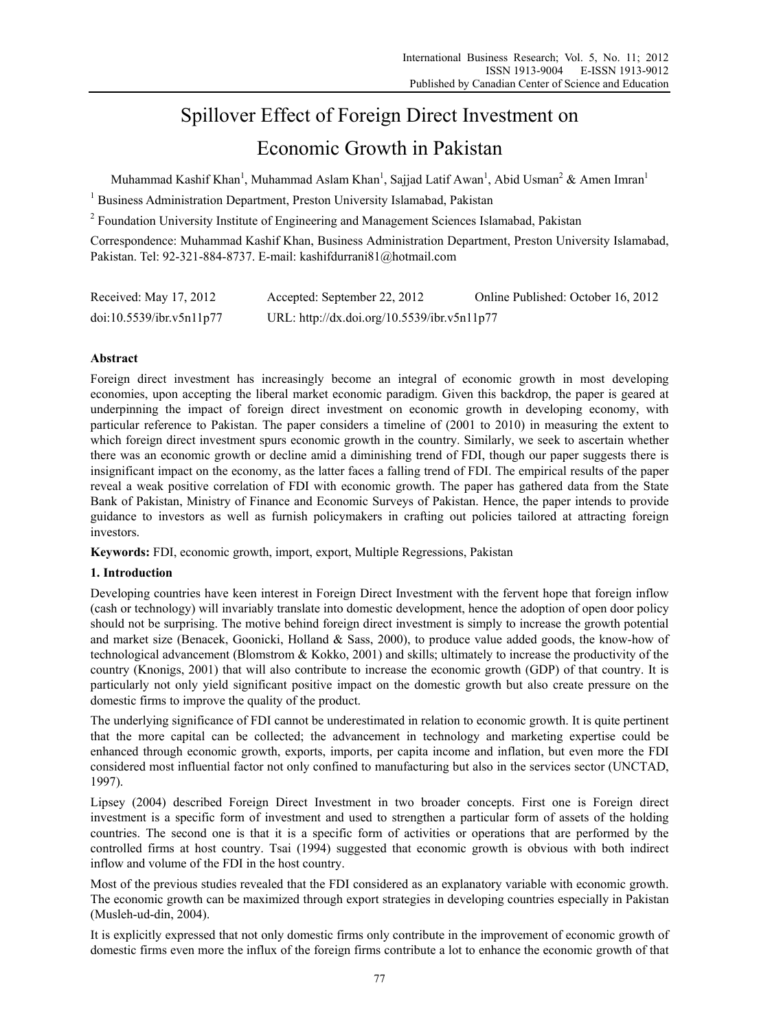# Spillover Effect of Foreign Direct Investment on Economic Growth in Pakistan

Muhammad Kashif Khan[1], Muhammad Aslam Khan[1], Sajjad Latif Awan[1], Abid Usman[2] & Amen Imran[1]

[1] Business Administration Department, Preston University Islamabad, Pakistan

[2] Foundation University Institute of Engineering and Management Sciences Islamabad, Pakistan

Correspondence: Muhammad Kashif Khan, Business Administration Department, Preston University Islamabad, Pakistan. Tel: 92-321-884-8737. E-mail: kashifdurrani81@hotmail.com

| Received: May 17, 2012 | Accepted: September 22, 2012 | Online Published: October 16, 2012 |
|---|---|---|
| doi:10.5539/ibr.v5n11p77 | URL: http://dx.doi.org/10.5539/ibr.v5n11p77 | |

## Abstract

Foreign direct investment has increasingly become an integral of economic growth in most developing economies, upon accepting the liberal market economic paradigm. Given this backdrop, the paper is geared at underpinning the impact of foreign direct investment on economic growth in developing economy, with particular reference to Pakistan. The paper considers a timeline of (2001 to 2010) in measuring the extent to which foreign direct investment spurs economic growth in the country. Similarly, we seek to ascertain whether there was an economic growth or decline amid a diminishing trend of FDI, though our paper suggests there is insignificant impact on the economy, as the latter faces a falling trend of FDI. The empirical results of the paper reveal a weak positive correlation of FDI with economic growth. The paper has gathered data from the State Bank of Pakistan, Ministry of Finance and Economic Surveys of Pakistan. Hence, the paper intends to provide guidance to investors as well as furnish policymakers in crafting out policies tailored at attracting foreign investors.

**Keywords:** FDI, economic growth, import, export, Multiple Regressions, Pakistan

## 1. Introduction

Developing countries have keen interest in Foreign Direct Investment with the fervent hope that foreign inflow (cash or technology) will invariably translate into domestic development, hence the adoption of open door policy should not be surprising. The motive behind foreign direct investment is simply to increase the growth potential and market size (Benacek, Goonicki, Holland & Sass, 2000), to produce value added goods, the know-how of technological advancement (Blomstrom & Kokko, 2001) and skills; ultimately to increase the productivity of the country (Knonigs, 2001) that will also contribute to increase the economic growth (GDP) of that country. It is particularly not only yield significant positive impact on the domestic growth but also create pressure on the domestic firms to improve the quality of the product.

The underlying significance of FDI cannot be underestimated in relation to economic growth. It is quite pertinent that the more capital can be collected; the advancement in technology and marketing expertise could be enhanced through economic growth, exports, imports, per capita income and inflation, but even more the FDI considered most influential factor not only confined to manufacturing but also in the services sector (UNCTAD, 1997).

Lipsey (2004) described Foreign Direct Investment in two broader concepts. First one is Foreign direct investment is a specific form of investment and used to strengthen a particular form of assets of the holding countries. The second one is that it is a specific form of activities or operations that are performed by the controlled firms at host country. Tsai (1994) suggested that economic growth is obvious with both indirect inflow and volume of the FDI in the host country.

Most of the previous studies revealed that the FDI considered as an explanatory variable with economic growth. The economic growth can be maximized through export strategies in developing countries especially in Pakistan (Musleh-ud-din, 2004).

It is explicitly expressed that not only domestic firms only contribute in the improvement of economic growth of domestic firms even more the influx of the foreign firms contribute a lot to enhance the economic growth of that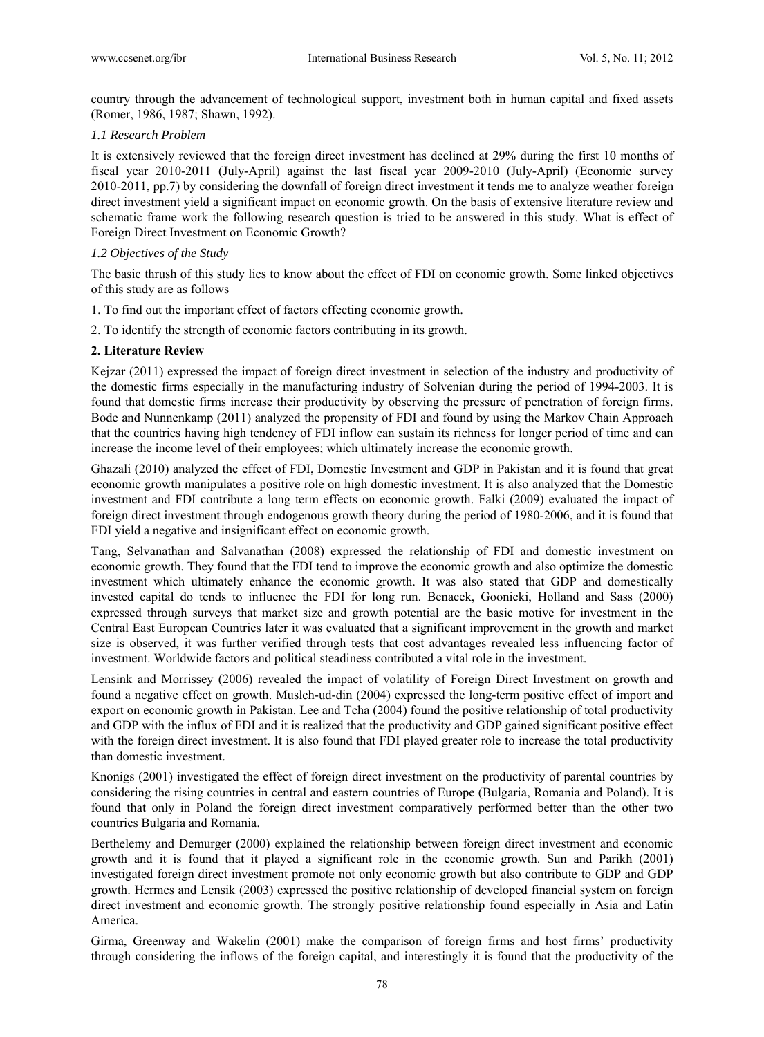country through the advancement of technological support, investment both in human capital and fixed assets (Romer, 1986, 1987; Shawn, 1992).

### *1.1 Research Problem*

It is extensively reviewed that the foreign direct investment has declined at 29% during the first 10 months of fiscal year 2010-2011 (July-April) against the last fiscal year 2009-2010 (July-April) (Economic survey 2010-2011, pp.7) by considering the downfall of foreign direct investment it tends me to analyze weather foreign direct investment yield a significant impact on economic growth. On the basis of extensive literature review and schematic frame work the following research question is tried to be answered in this study. What is effect of Foreign Direct Investment on Economic Growth?

### *1.2 Objectives of the Study*

The basic thrush of this study lies to know about the effect of FDI on economic growth. Some linked objectives of this study are as follows

1. To find out the important effect of factors effecting economic growth.
2. To identify the strength of economic factors contributing in its growth.

## 2. Literature Review

Kejzar (2011) expressed the impact of foreign direct investment in selection of the industry and productivity of the domestic firms especially in the manufacturing industry of Solvenian during the period of 1994-2003. It is found that domestic firms increase their productivity by observing the pressure of penetration of foreign firms. Bode and Nunnenkamp (2011) analyzed the propensity of FDI and found by using the Markov Chain Approach that the countries having high tendency of FDI inflow can sustain its richness for longer period of time and can increase the income level of their employees; which ultimately increase the economic growth.

Ghazali (2010) analyzed the effect of FDI, Domestic Investment and GDP in Pakistan and it is found that great economic growth manipulates a positive role on high domestic investment. It is also analyzed that the Domestic investment and FDI contribute a long term effects on economic growth. Falki (2009) evaluated the impact of foreign direct investment through endogenous growth theory during the period of 1980-2006, and it is found that FDI yield a negative and insignificant effect on economic growth.

Tang, Selvanathan and Salvanathan (2008) expressed the relationship of FDI and domestic investment on economic growth. They found that the FDI tend to improve the economic growth and also optimize the domestic investment which ultimately enhance the economic growth. It was also stated that GDP and domestically invested capital do tends to influence the FDI for long run. Benacek, Goonicki, Holland and Sass (2000) expressed through surveys that market size and growth potential are the basic motive for investment in the Central East European Countries later it was evaluated that a significant improvement in the growth and market size is observed, it was further verified through tests that cost advantages revealed less influencing factor of investment. Worldwide factors and political steadiness contributed a vital role in the investment.

Lensink and Morrissey (2006) revealed the impact of volatility of Foreign Direct Investment on growth and found a negative effect on growth. Musleh-ud-din (2004) expressed the long-term positive effect of import and export on economic growth in Pakistan. Lee and Tcha (2004) found the positive relationship of total productivity and GDP with the influx of FDI and it is realized that the productivity and GDP gained significant positive effect with the foreign direct investment. It is also found that FDI played greater role to increase the total productivity than domestic investment.

Knonigs (2001) investigated the effect of foreign direct investment on the productivity of parental countries by considering the rising countries in central and eastern countries of Europe (Bulgaria, Romania and Poland). It is found that only in Poland the foreign direct investment comparatively performed better than the other two countries Bulgaria and Romania.

Berthelemy and Demurger (2000) explained the relationship between foreign direct investment and economic growth and it is found that it played a significant role in the economic growth. Sun and Parikh (2001) investigated foreign direct investment promote not only economic growth but also contribute to GDP and GDP growth. Hermes and Lensik (2003) expressed the positive relationship of developed financial system on foreign direct investment and economic growth. The strongly positive relationship found especially in Asia and Latin America.

Girma, Greenway and Wakelin (2001) make the comparison of foreign firms and host firms' productivity through considering the inflows of the foreign capital, and interestingly it is found that the productivity of the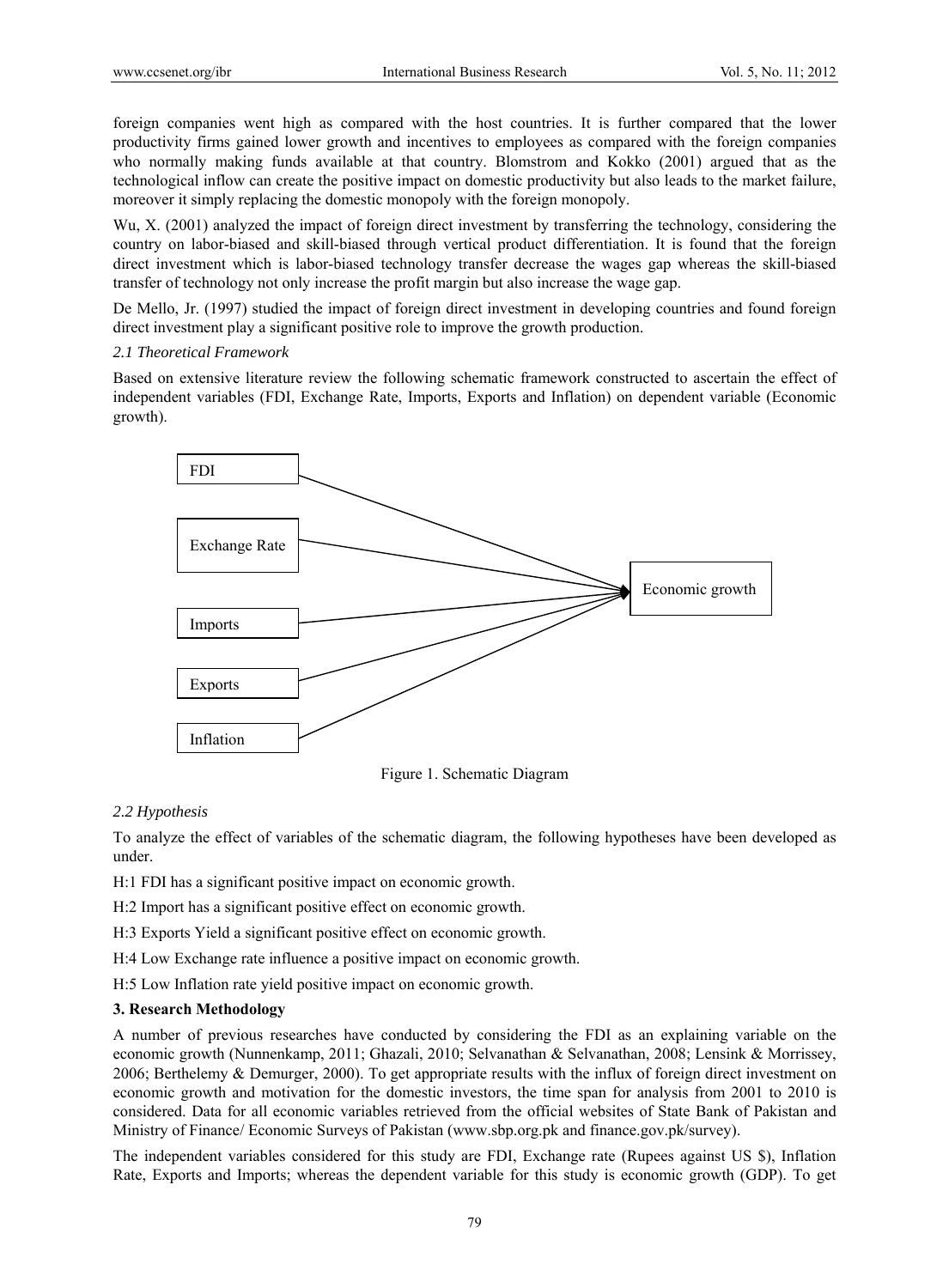foreign companies went high as compared with the host countries. It is further compared that the lower productivity firms gained lower growth and incentives to employees as compared with the foreign companies who normally making funds available at that country. Blomstrom and Kokko (2001) argued that as the technological inflow can create the positive impact on domestic productivity but also leads to the market failure, moreover it simply replacing the domestic monopoly with the foreign monopoly.

Wu, X. (2001) analyzed the impact of foreign direct investment by transferring the technology, considering the country on labor-biased and skill-biased through vertical product differentiation. It is found that the foreign direct investment which is labor-biased technology transfer decrease the wages gap whereas the skill-biased transfer of technology not only increase the profit margin but also increase the wage gap.

De Mello, Jr. (1997) studied the impact of foreign direct investment in developing countries and found foreign direct investment play a significant positive role to improve the growth production.

### *2.1 Theoretical Framework*

Based on extensive literature review the following schematic framework constructed to ascertain the effect of independent variables (FDI, Exchange Rate, Imports, Exports and Inflation) on dependent variable (Economic growth).

FDI

Exchange Rate

Imports

Exports

Inflation

Economic growth

Figure 1. Schematic Diagram

### *2.2 Hypothesis*

To analyze the effect of variables of the schematic diagram, the following hypotheses have been developed as under.

H:1 FDI has a significant positive impact on economic growth.

H:2 Import has a significant positive effect on economic growth.

H:3 Exports Yield a significant positive effect on economic growth.

H:4 Low Exchange rate influence a positive impact on economic growth.

H:5 Low Inflation rate yield positive impact on economic growth.

## 3. Research Methodology

A number of previous researches have conducted by considering the FDI as an explaining variable on the economic growth (Nunnenkamp, 2011; Ghazali, 2010; Selvanathan & Selvanathan, 2008; Lensink & Morrissey, 2006; Berthelemy & Demurger, 2000). To get appropriate results with the influx of foreign direct investment on economic growth and motivation for the domestic investors, the time span for analysis from 2001 to 2010 is considered. Data for all economic variables retrieved from the official websites of State Bank of Pakistan and Ministry of Finance/ Economic Surveys of Pakistan (www.sbp.org.pk and finance.gov.pk/survey).

The independent variables considered for this study are FDI, Exchange rate (Rupees against US $), Inflation Rate, Exports and Imports; whereas the dependent variable for this study is economic growth (GDP). To get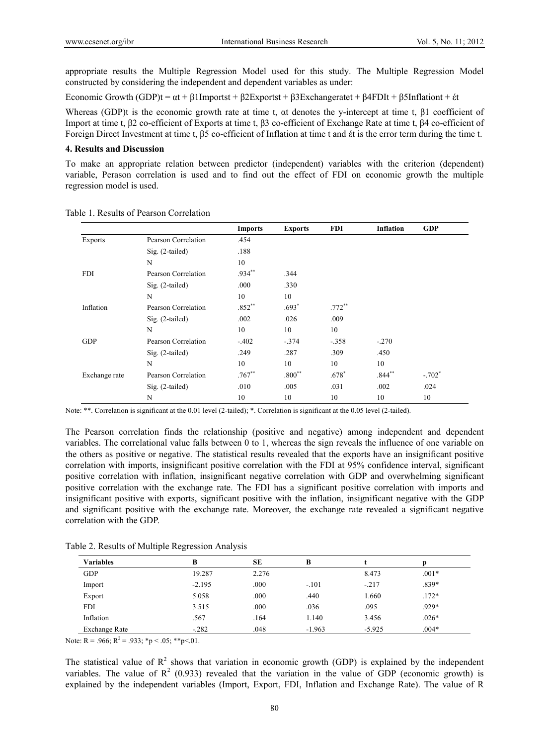appropriate results the Multiple Regression Model used for this study. The Multiple Regression Model constructed by considering the independent and dependent variables as under:

Economic Growth $(GDP)t = \alpha t + \beta 1 Importst + \beta 2 Exportst + \beta 3 Exchangeratet + \beta 4 FDIt + \beta 5 Inflationt + έt$

Whereas (GDP)t is the economic growth rate at time t, αt denotes the y-intercept at time t, β1 coefficient of Import at time t, β2 co-efficient of Exports at time t, β3 co-efficient of Exchange Rate at time t, β4 co-efficient of Foreign Direct Investment at time t, β5 co-efficient of Inflation at time t and έt is the error term during the time t.

## 4. Results and Discussion

To make an appropriate relation between predictor (independent) variables with the criterion (dependent) variable, Perason correlation is used and to find out the effect of FDI on economic growth the multiple regression model is used.

Table 1. Results of Pearson Correlation

| | | Imports | Exports | FDI | Inflation | GDP |
|---|---|---|---|---|---|---|
| Exports | Pearson Correlation | .454 | | | | |
| | Sig. (2-tailed) | .188 | | | | |
| | N | 10 | | | | |
| FDI | Pearson Correlation | .934** | .344 | | | |
| | Sig. (2-tailed) | .000 | .330 | | | |
| | N | 10 | 10 | | | |
| Inflation | Pearson Correlation | .852** | .693* | .772** | | |
| | Sig. (2-tailed) | .002 | .026 | .009 | | |
| | N | 10 | 10 | 10 | | |
| GDP | Pearson Correlation | -.402 | -.374 | -.358 | -.270 | |
| | Sig. (2-tailed) | .249 | .287 | .309 | .450 | |
| | N | 10 | 10 | 10 | 10 | |
| Exchange rate | Pearson Correlation | .767** | .800** | .678* | .844** | -.702* |
| | Sig. (2-tailed) | .010 | .005 | .031 | .002 | .024 |
| | N | 10 | 10 | 10 | 10 | 10 |

Note: **. Correlation is significant at the 0.01 level (2-tailed); *. Correlation is significant at the 0.05 level (2-tailed).

The Pearson correlation finds the relationship (positive and negative) among independent and dependent variables. The correlational value falls between 0 to 1, whereas the sign reveals the influence of one variable on the others as positive or negative. The statistical results revealed that the exports have an insignificant positive correlation with imports, insignificant positive correlation with the FDI at 95% confidence interval, significant positive correlation with inflation, insignificant negative correlation with GDP and overwhelming significant positive correlation with the exchange rate. The FDI has a significant positive correlation with imports and insignificant positive with exports, significant positive with the inflation, insignificant negative with the GDP and significant positive with the exchange rate. Moreover, the exchange rate revealed a significant negative correlation with the GDP.

Table 2. Results of Multiple Regression Analysis

| Variables | B | SE | Β | t | p |
|---|---|---|---|---|---|
| GDP | 19.287 | 2.276 | | 8.473 | .001* |
| Import | -2.195 | .000 | -.101 | -.217 | .839* |
| Export | 5.058 | .000 | .440 | 1.660 | .172* |
| FDI | 3.515 | .000 | .036 | .095 | .929* |
| Inflation | .567 | .164 | 1.140 | 3.456 | .026* |
| Exchange Rate | -.282 | .048 | -1.963 | -5.925 | .004* |

Note: $R = .966$; $R^2 = .933$; $*p < .05$; $**p<.01$.

The statistical value of $R^2$ shows that variation in economic growth (GDP) is explained by the independent variables. The value of $R^2$ (0.933) revealed that the variation in the value of GDP (economic growth) is explained by the independent variables (Import, Export, FDI, Inflation and Exchange Rate). The value of R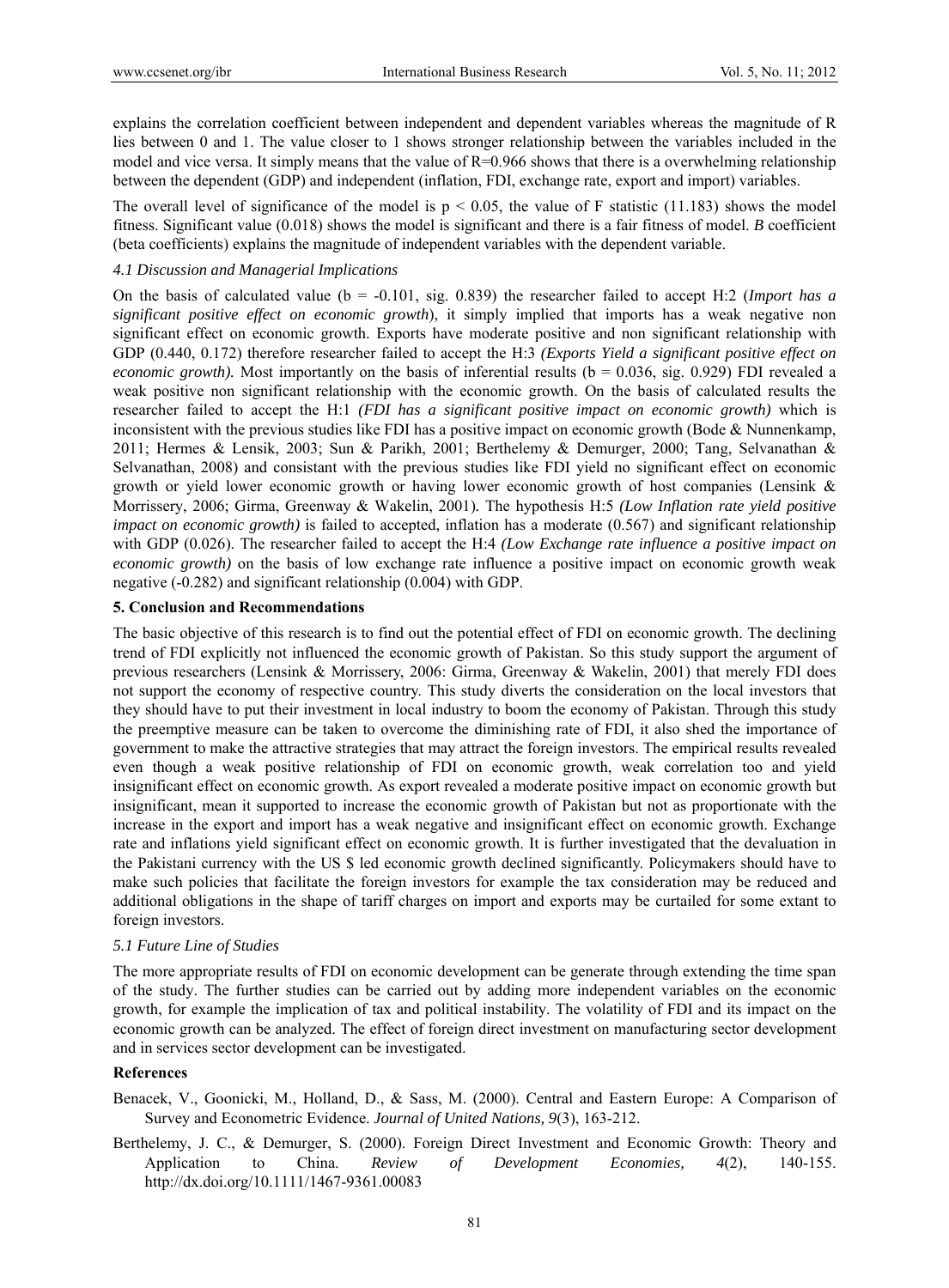explains the correlation coefficient between independent and dependent variables whereas the magnitude of R lies between 0 and 1. The value closer to 1 shows stronger relationship between the variables included in the model and vice versa. It simply means that the value of R=0.966 shows that there is a overwhelming relationship between the dependent (GDP) and independent (inflation, FDI, exchange rate, export and import) variables.

The overall level of significance of the model is $p < 0.05$, the value of F statistic (11.183) shows the model fitness. Significant value (0.018) shows the model is significant and there is a fair fitness of model. *B* coefficient (beta coefficients) explains the magnitude of independent variables with the dependent variable.

### *4.1 Discussion and Managerial Implications*

On the basis of calculated value (b = -0.101, sig. 0.839) the researcher failed to accept H:2 (*Import has a significant positive effect on economic growth*), it simply implied that imports has a weak negative non significant effect on economic growth. Exports have moderate positive and non significant relationship with GDP (0.440, 0.172) therefore researcher failed to accept the H:3 *(Exports Yield a significant positive effect on economic growth).* Most importantly on the basis of inferential results (b = 0.036, sig. 0.929) FDI revealed a weak positive non significant relationship with the economic growth. On the basis of calculated results the researcher failed to accept the H:1 *(FDI has a significant positive impact on economic growth)* which is inconsistent with the previous studies like FDI has a positive impact on economic growth (Bode & Nunnenkamp, 2011; Hermes & Lensik, 2003; Sun & Parikh, 2001; Berthelemy & Demurger, 2000; Tang, Selvanathan & Selvanathan, 2008) and consistant with the previous studies like FDI yield no significant effect on economic growth or yield lower economic growth or having lower economic growth of host companies (Lensink & Morrissery, 2006; Girma, Greenway & Wakelin, 2001)*.* The hypothesis H:5 *(Low Inflation rate yield positive impact on economic growth)* is failed to accepted, inflation has a moderate (0.567) and significant relationship with GDP (0.026). The researcher failed to accept the H:4 *(Low Exchange rate influence a positive impact on economic growth)* on the basis of low exchange rate influence a positive impact on economic growth weak negative (-0.282) and significant relationship (0.004) with GDP.

## **5. Conclusion and Recommendations**

The basic objective of this research is to find out the potential effect of FDI on economic growth. The declining trend of FDI explicitly not influenced the economic growth of Pakistan. So this study support the argument of previous researchers (Lensink & Morrissery, 2006: Girma, Greenway & Wakelin, 2001) that merely FDI does not support the economy of respective country. This study diverts the consideration on the local investors that they should have to put their investment in local industry to boom the economy of Pakistan. Through this study the preemptive measure can be taken to overcome the diminishing rate of FDI, it also shed the importance of government to make the attractive strategies that may attract the foreign investors. The empirical results revealed even though a weak positive relationship of FDI on economic growth, weak correlation too and yield insignificant effect on economic growth. As export revealed a moderate positive impact on economic growth but insignificant, mean it supported to increase the economic growth of Pakistan but not as proportionate with the increase in the export and import has a weak negative and insignificant effect on economic growth. Exchange rate and inflations yield significant effect on economic growth. It is further investigated that the devaluation in the Pakistani currency with the US $ led economic growth declined significantly. Policymakers should have to make such policies that facilitate the foreign investors for example the tax consideration may be reduced and additional obligations in the shape of tariff charges on import and exports may be curtailed for some extant to foreign investors.

### *5.1 Future Line of Studies*

The more appropriate results of FDI on economic development can be generate through extending the time span of the study. The further studies can be carried out by adding more independent variables on the economic growth, for example the implication of tax and political instability. The volatility of FDI and its impact on the economic growth can be analyzed. The effect of foreign direct investment on manufacturing sector development and in services sector development can be investigated.

## **References**

Benacek, V., Goonicki, M., Holland, D., & Sass, M. (2000). Central and Eastern Europe: A Comparison of Survey and Econometric Evidence. *Journal of United Nations, 9*(3), 163-212.

Berthelemy, J. C., & Demurger, S. (2000). Foreign Direct Investment and Economic Growth: Theory and Application to China. *Review of Development Economies, 4*(2), 140-155. http://dx.doi.org/10.1111/1467-9361.00083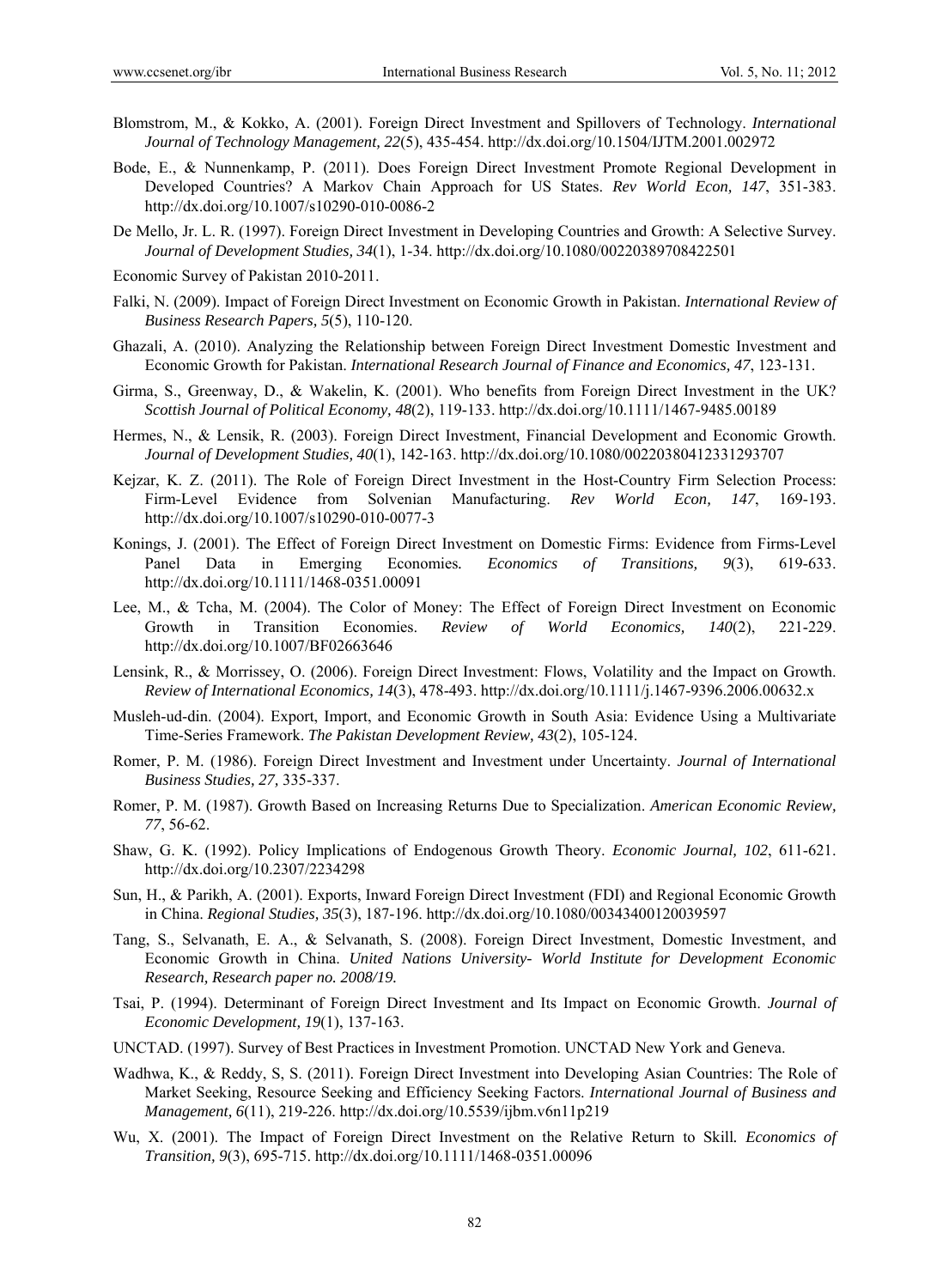Blomstrom, M., & Kokko, A. (2001). Foreign Direct Investment and Spillovers of Technology. *International Journal of Technology Management, 22*(5), 435-454. http://dx.doi.org/10.1504/IJTM.2001.002972

Bode, E., & Nunnenkamp, P. (2011). Does Foreign Direct Investment Promote Regional Development in Developed Countries? A Markov Chain Approach for US States. *Rev World Econ, 147*, 351-383. http://dx.doi.org/10.1007/s10290-010-0086-2

De Mello, Jr. L. R. (1997). Foreign Direct Investment in Developing Countries and Growth: A Selective Survey. *Journal of Development Studies, 34*(1), 1-34. http://dx.doi.org/10.1080/00220389708422501

Economic Survey of Pakistan 2010-2011.

Falki, N. (2009). Impact of Foreign Direct Investment on Economic Growth in Pakistan. *International Review of Business Research Papers, 5*(5), 110-120.

Ghazali, A. (2010). Analyzing the Relationship between Foreign Direct Investment Domestic Investment and Economic Growth for Pakistan. *International Research Journal of Finance and Economics, 47*, 123-131.

Girma, S., Greenway, D., & Wakelin, K. (2001). Who benefits from Foreign Direct Investment in the UK? *Scottish Journal of Political Economy, 48*(2), 119-133. http://dx.doi.org/10.1111/1467-9485.00189

Hermes, N., & Lensik, R. (2003). Foreign Direct Investment, Financial Development and Economic Growth. *Journal of Development Studies, 40*(1), 142-163. http://dx.doi.org/10.1080/00220380412331293707

Kejzar, K. Z. (2011). The Role of Foreign Direct Investment in the Host-Country Firm Selection Process: Firm-Level Evidence from Solvenian Manufacturing. *Rev World Econ, 147*, 169-193. http://dx.doi.org/10.1007/s10290-010-0077-3

Konings, J. (2001). The Effect of Foreign Direct Investment on Domestic Firms: Evidence from Firms-Level Panel Data in Emerging Economies. *Economics of Transitions, 9*(3), 619-633. http://dx.doi.org/10.1111/1468-0351.00091

Lee, M., & Tcha, M. (2004). The Color of Money: The Effect of Foreign Direct Investment on Economic Growth in Transition Economies. *Review of World Economics, 140*(2), 221-229. http://dx.doi.org/10.1007/BF02663646

Lensink, R., & Morrissey, O. (2006). Foreign Direct Investment: Flows, Volatility and the Impact on Growth. *Review of International Economics, 14*(3), 478-493. http://dx.doi.org/10.1111/j.1467-9396.2006.00632.x

Musleh-ud-din. (2004). Export, Import, and Economic Growth in South Asia: Evidence Using a Multivariate Time-Series Framework. *The Pakistan Development Review, 43*(2), 105-124.

Romer, P. M. (1986). Foreign Direct Investment and Investment under Uncertainty. *Journal of International Business Studies, 27*, 335-337.

Romer, P. M. (1987). Growth Based on Increasing Returns Due to Specialization. *American Economic Review, 77*, 56-62.

Shaw, G. K. (1992). Policy Implications of Endogenous Growth Theory. *Economic Journal, 102*, 611-621. http://dx.doi.org/10.2307/2234298

Sun, H., & Parikh, A. (2001). Exports, Inward Foreign Direct Investment (FDI) and Regional Economic Growth in China. *Regional Studies, 35*(3), 187-196. http://dx.doi.org/10.1080/00343400120039597

Tang, S., Selvanath, E. A., & Selvanath, S. (2008). Foreign Direct Investment, Domestic Investment, and Economic Growth in China. *United Nations University- World Institute for Development Economic Research, Research paper no. 2008/19.*

Tsai, P. (1994). Determinant of Foreign Direct Investment and Its Impact on Economic Growth. *Journal of Economic Development, 19*(1), 137-163.

UNCTAD. (1997). Survey of Best Practices in Investment Promotion. UNCTAD New York and Geneva.

Wadhwa, K., & Reddy, S, S. (2011). Foreign Direct Investment into Developing Asian Countries: The Role of Market Seeking, Resource Seeking and Efficiency Seeking Factors. *International Journal of Business and Management, 6*(11), 219-226. http://dx.doi.org/10.5539/ijbm.v6n11p219

Wu, X. (2001). The Impact of Foreign Direct Investment on the Relative Return to Skill. *Economics of Transition, 9*(3), 695-715. http://dx.doi.org/10.1111/1468-0351.00096